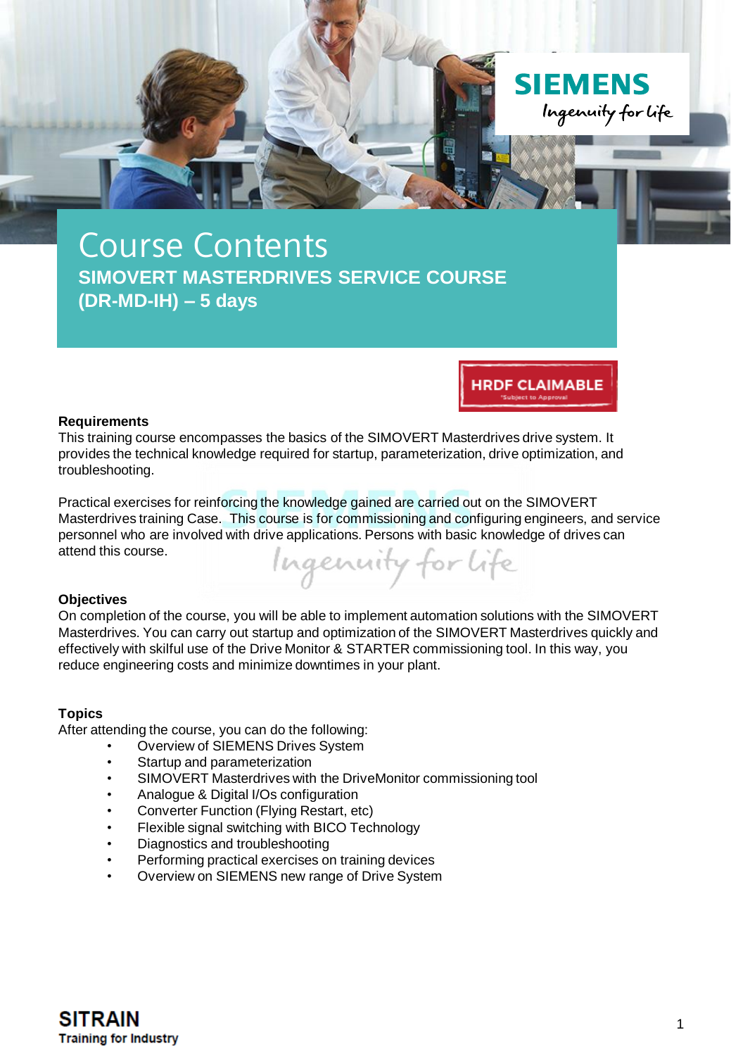# Course Contents

## SIMOVERT MASTERDRIVES SERVICE COURSE (DR-MD-IH) – 5 days

HRDF CLAIMABLE
*Subject to Approval

**Requirements**

This training course encompasses the basics of the SIMOVERT Masterdrives drive system. It provides the technical knowledge required for startup, parameterization, drive optimization, and troubleshooting.

Practical exercises for reinforcing the knowledge gained are carried out on the SIMOVERT Masterdrives training Case. This course is for commissioning and configuring engineers, and service personnel who are involved with drive applications. Persons with basic knowledge of drives can attend this course.

**Objectives**

On completion of the course, you will be able to implement automation solutions with the SIMOVERT Masterdrives. You can carry out startup and optimization of the SIMOVERT Masterdrives quickly and effectively with skilful use of the Drive Monitor & STARTER commissioning tool. In this way, you reduce engineering costs and minimize downtimes in your plant.

**Topics**

After attending the course, you can do the following:

- Overview of SIEMENS Drives System
- Startup and parameterization
- SIMOVERT Masterdrives with the DriveMonitor commissioning tool
- Analogue & Digital I/Os configuration
- Converter Function (Flying Restart, etc)
- Flexible signal switching with BICO Technology
- Diagnostics and troubleshooting
- Performing practical exercises on training devices
- Overview on SIEMENS new range of Drive System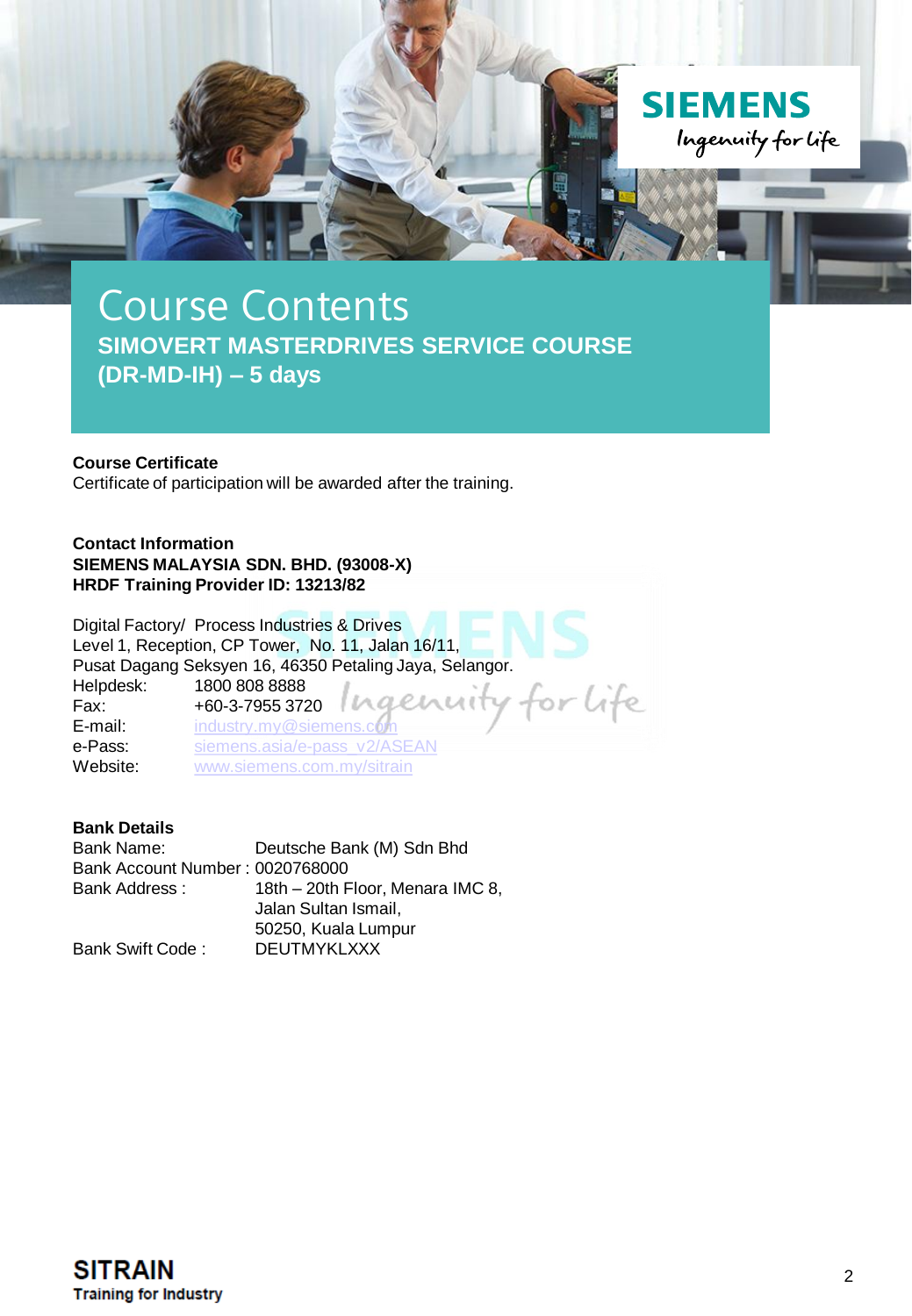# Course Contents

**SIMOVERT MASTERDRIVES SERVICE COURSE (DR-MD-IH) – 5 days**

**Course Certificate**

Certificate of participation will be awarded after the training.

**Contact Information**

**SIEMENS MALAYSIA SDN. BHD. (93008-X)**
**HRDF Training Provider ID: 13213/82**

Digital Factory/ Process Industries & Drives
Level 1, Reception, CP Tower, No. 11, Jalan 16/11,
Pusat Dagang Seksyen 16, 46350 Petaling Jaya, Selangor.

| | |
|---|---|
| Helpdesk: | 1800 808 8888 |
| Fax: | +60-3-7955 3720 |
| E-mail: | industry.my@siemens.com |
| e-Pass: | siemens.asia/e-pass_v2/ASEAN |
| Website: | www.siemens.com.my/sitrain |

**Bank Details**

| | |
|---|---|
| Bank Name: | Deutsche Bank (M) Sdn Bhd |
| Bank Account Number : | 0020768000 |
| Bank Address : | 18th – 20th Floor, Menara IMC 8, Jalan Sultan Ismail, 50250, Kuala Lumpur |
| Bank Swift Code : | DEUTMYKLXXX |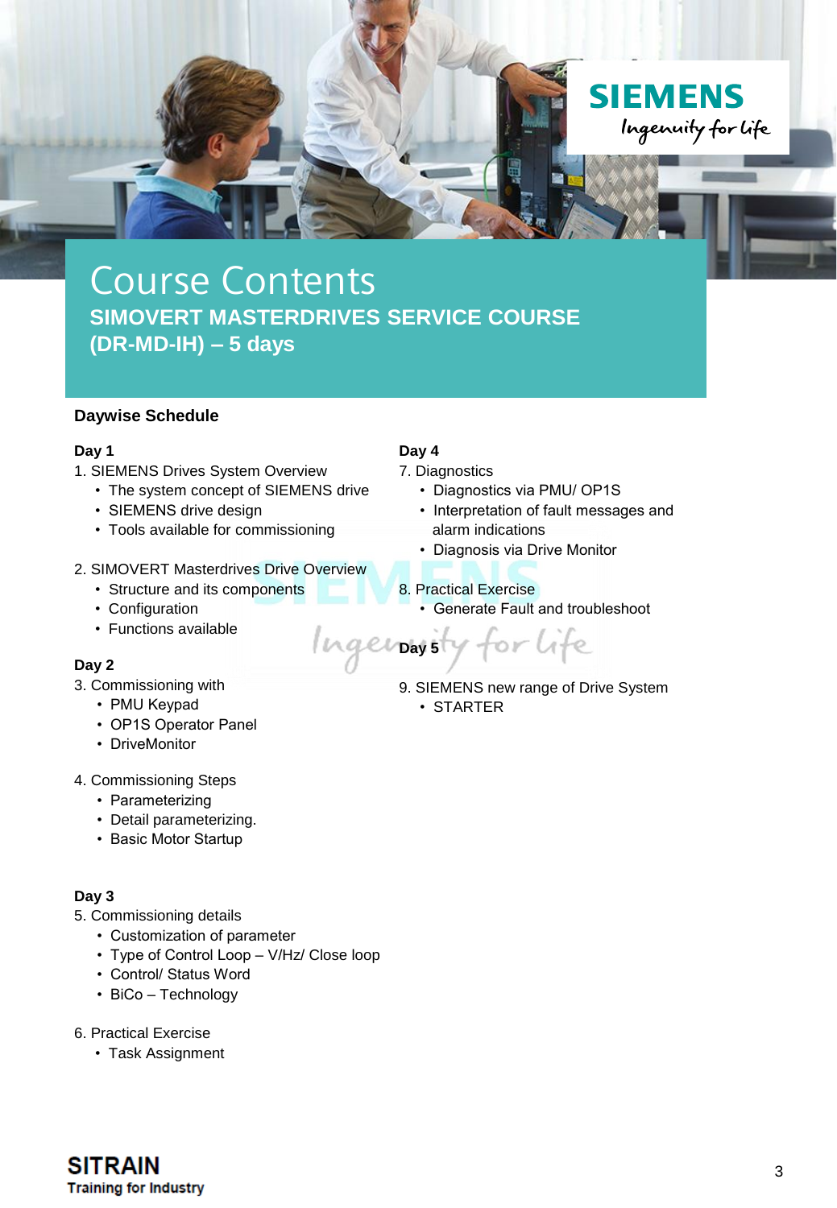# Course Contents

## SIMOVERT MASTERDRIVES SERVICE COURSE (DR-MD-IH) – 5 days

### Daywise Schedule

**Day 1**

1. SIEMENS Drives System Overview
   - The system concept of SIEMENS drive
   - SIEMENS drive design
   - Tools available for commissioning

2. SIMOVERT Masterdrives Drive Overview
   - Structure and its components
   - Configuration
   - Functions available

**Day 2**

3. Commissioning with
   - PMU Keypad
   - OP1S Operator Panel
   - DriveMonitor

4. Commissioning Steps
   - Parameterizing
   - Detail parameterizing.
   - Basic Motor Startup

**Day 3**

5. Commissioning details
   - Customization of parameter
   - Type of Control Loop – V/Hz/ Close loop
   - Control/ Status Word
   - BiCo – Technology

6. Practical Exercise
   - Task Assignment

**Day 4**

7. Diagnostics
   - Diagnostics via PMU/ OP1S
   - Interpretation of fault messages and alarm indications
   - Diagnosis via Drive Monitor

8. Practical Exercise
   - Generate Fault and troubleshoot

**Day 5**

9. SIEMENS new range of Drive System
   - STARTER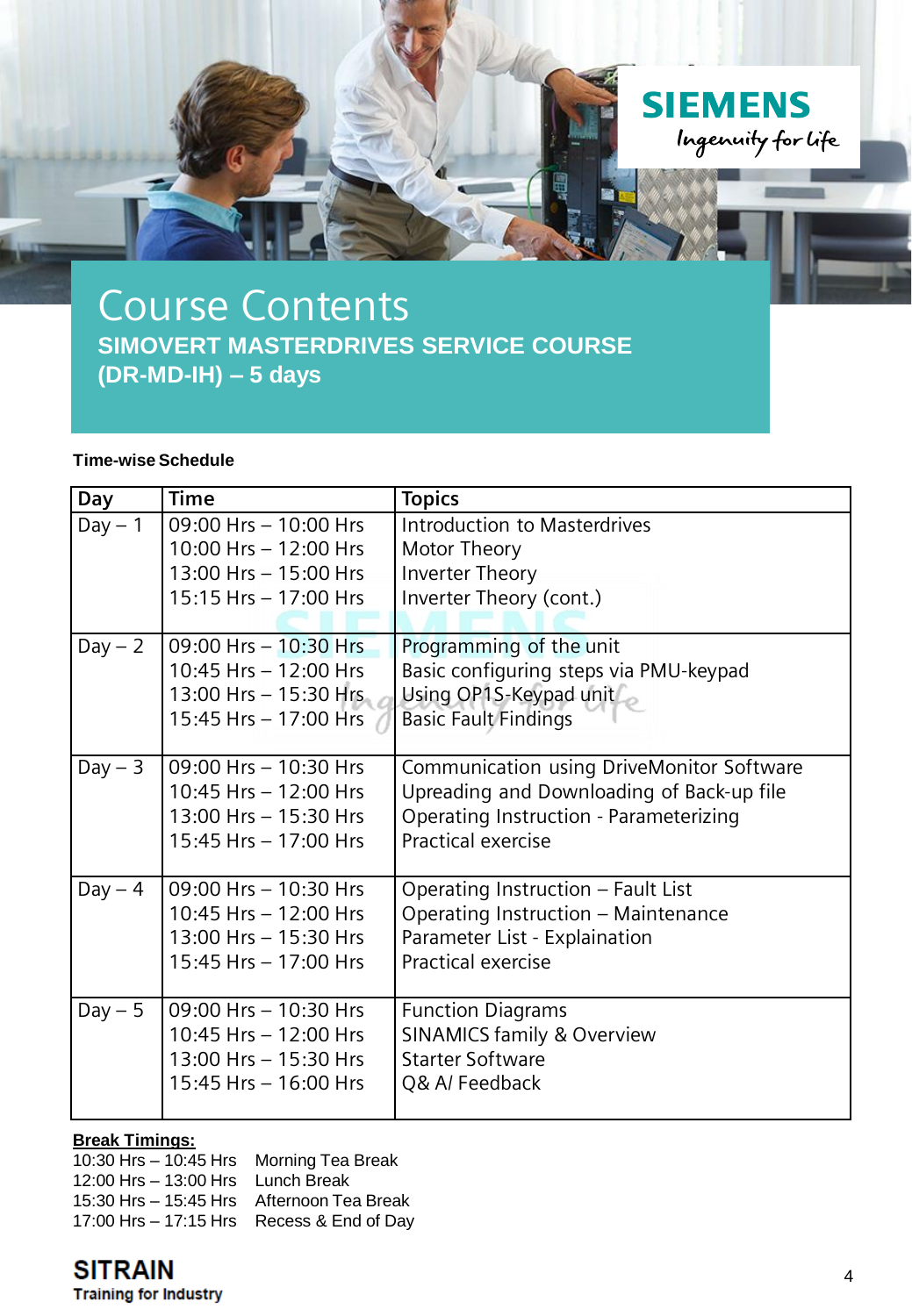SIEMENS

Ingenuity for life

# Course Contents

## SIMOVERT MASTERDRIVES SERVICE COURSE (DR-MD-IH) – 5 days

**Time-wise Schedule**

| Day | Time | Topics |
|---|---|---|
| Day – 1 | 09:00 Hrs – 10:00 Hrs<br>10:00 Hrs – 12:00 Hrs<br>13:00 Hrs – 15:00 Hrs<br>15:15 Hrs – 17:00 Hrs | Introduction to Masterdrives<br>Motor Theory<br>Inverter Theory<br>Inverter Theory (cont.) |
| Day – 2 | 09:00 Hrs – 10:30 Hrs<br>10:45 Hrs – 12:00 Hrs<br>13:00 Hrs – 15:30 Hrs<br>15:45 Hrs – 17:00 Hrs | Programming of the unit<br>Basic configuring steps via PMU-keypad<br>Using OP1S-Keypad unit<br>Basic Fault Findings |
| Day – 3 | 09:00 Hrs – 10:30 Hrs<br>10:45 Hrs – 12:00 Hrs<br>13:00 Hrs – 15:30 Hrs<br>15:45 Hrs – 17:00 Hrs | Communication using DriveMonitor Software<br>Upreading and Downloading of Back-up file<br>Operating Instruction - Parameterizing<br>Practical exercise |
| Day – 4 | 09:00 Hrs – 10:30 Hrs<br>10:45 Hrs – 12:00 Hrs<br>13:00 Hrs – 15:30 Hrs<br>15:45 Hrs – 17:00 Hrs | Operating Instruction – Fault List<br>Operating Instruction – Maintenance<br>Parameter List - Explaination<br>Practical exercise |
| Day – 5 | 09:00 Hrs – 10:30 Hrs<br>10:45 Hrs – 12:00 Hrs<br>13:00 Hrs – 15:30 Hrs<br>15:45 Hrs – 16:00 Hrs | Function Diagrams<br>SINAMICS family & Overview<br>Starter Software<br>Q& A/ Feedback |

**Break Timings:**

10:30 Hrs – 10:45 Hrs Morning Tea Break
12:00 Hrs – 13:00 Hrs Lunch Break
15:30 Hrs – 15:45 Hrs Afternoon Tea Break
17:00 Hrs – 17:15 Hrs Recess & End of Day

SITRAIN
Training for Industry